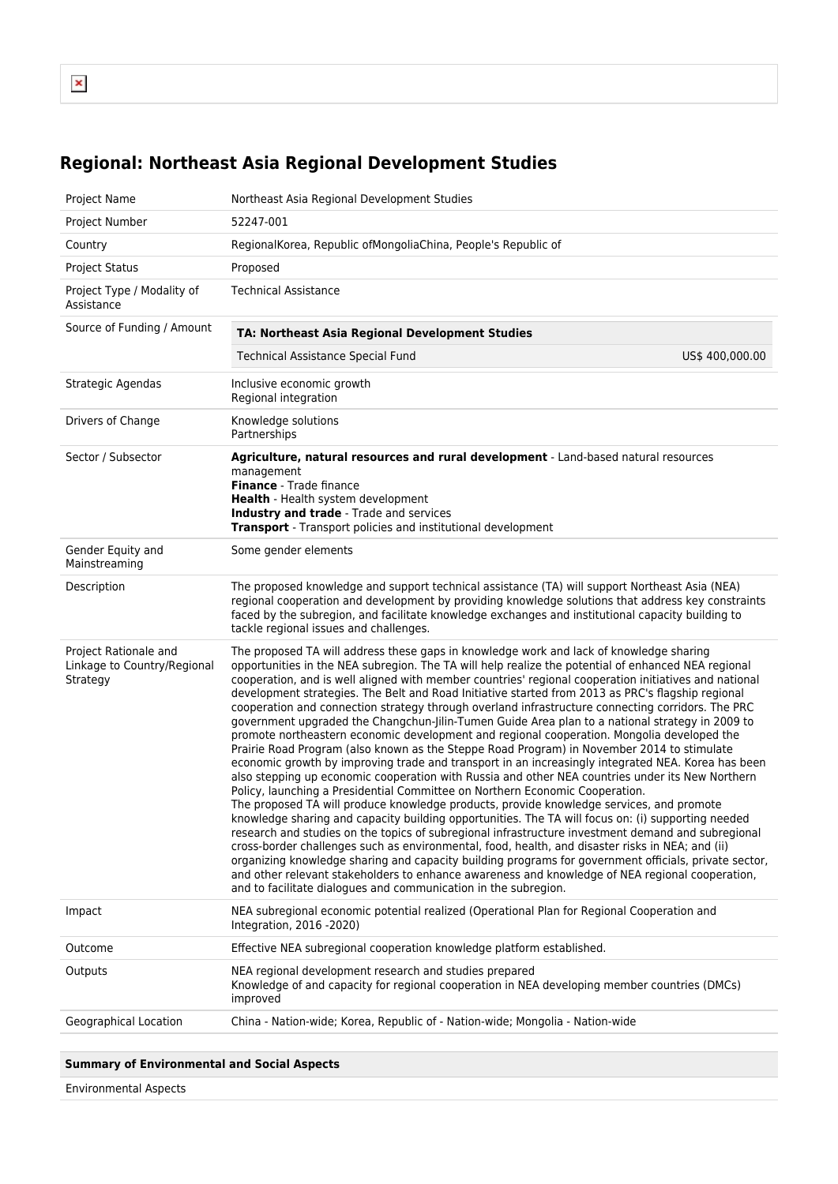# Regional: Northeast Asia Regional Development Studies

| | |
|---|---|
| Project Name | Northeast Asia Regional Development Studies |
| Project Number | 52247-001 |
| Country | RegionalKorea, Republic ofMongoliaChina, People's Republic of |
| Project Status | Proposed |
| Project Type / Modality of Assistance | Technical Assistance |
| Source of Funding / Amount | **TA: Northeast Asia Regional Development Studies**<br>Technical Assistance Special Fund US$ 400,000.00 |
| Strategic Agendas | Inclusive economic growth<br>Regional integration |
| Drivers of Change | Knowledge solutions<br>Partnerships |
| Sector / Subsector | **Agriculture, natural resources and rural development** - Land-based natural resources management<br>**Finance** - Trade finance<br>**Health** - Health system development<br>**Industry and trade** - Trade and services<br>**Transport** - Transport policies and institutional development |
| Gender Equity and Mainstreaming | Some gender elements |
| Description | The proposed knowledge and support technical assistance (TA) will support Northeast Asia (NEA) regional cooperation and development by providing knowledge solutions that address key constraints faced by the subregion, and facilitate knowledge exchanges and institutional capacity building to tackle regional issues and challenges. |
| Project Rationale and Linkage to Country/Regional Strategy | The proposed TA will address these gaps in knowledge work and lack of knowledge sharing opportunities in the NEA subregion. The TA will help realize the potential of enhanced NEA regional cooperation, and is well aligned with member countries' regional cooperation initiatives and national development strategies. The Belt and Road Initiative started from 2013 as PRC's flagship regional cooperation and connection strategy through overland infrastructure connecting corridors. The PRC government upgraded the Changchun-Jilin-Tumen Guide Area plan to a national strategy in 2009 to promote northeastern economic development and regional cooperation. Mongolia developed the Prairie Road Program (also known as the Steppe Road Program) in November 2014 to stimulate economic growth by improving trade and transport in an increasingly integrated NEA. Korea has been also stepping up economic cooperation with Russia and other NEA countries under its New Northern Policy, launching a Presidential Committee on Northern Economic Cooperation.<br>The proposed TA will produce knowledge products, provide knowledge services, and promote knowledge sharing and capacity building opportunities. The TA will focus on: (i) supporting needed research and studies on the topics of subregional infrastructure investment demand and subregional cross-border challenges such as environmental, food, health, and disaster risks in NEA; and (ii) organizing knowledge sharing and capacity building programs for government officials, private sector, and other relevant stakeholders to enhance awareness and knowledge of NEA regional cooperation, and to facilitate dialogues and communication in the subregion. |
| Impact | NEA subregional economic potential realized (Operational Plan for Regional Cooperation and Integration, 2016 -2020) |
| Outcome | Effective NEA subregional cooperation knowledge platform established. |
| Outputs | NEA regional development research and studies prepared<br>Knowledge of and capacity for regional cooperation in NEA developing member countries (DMCs) improved |
| Geographical Location | China - Nation-wide; Korea, Republic of - Nation-wide; Mongolia - Nation-wide |

| **Summary of Environmental and Social Aspects** |
|---|
| Environmental Aspects |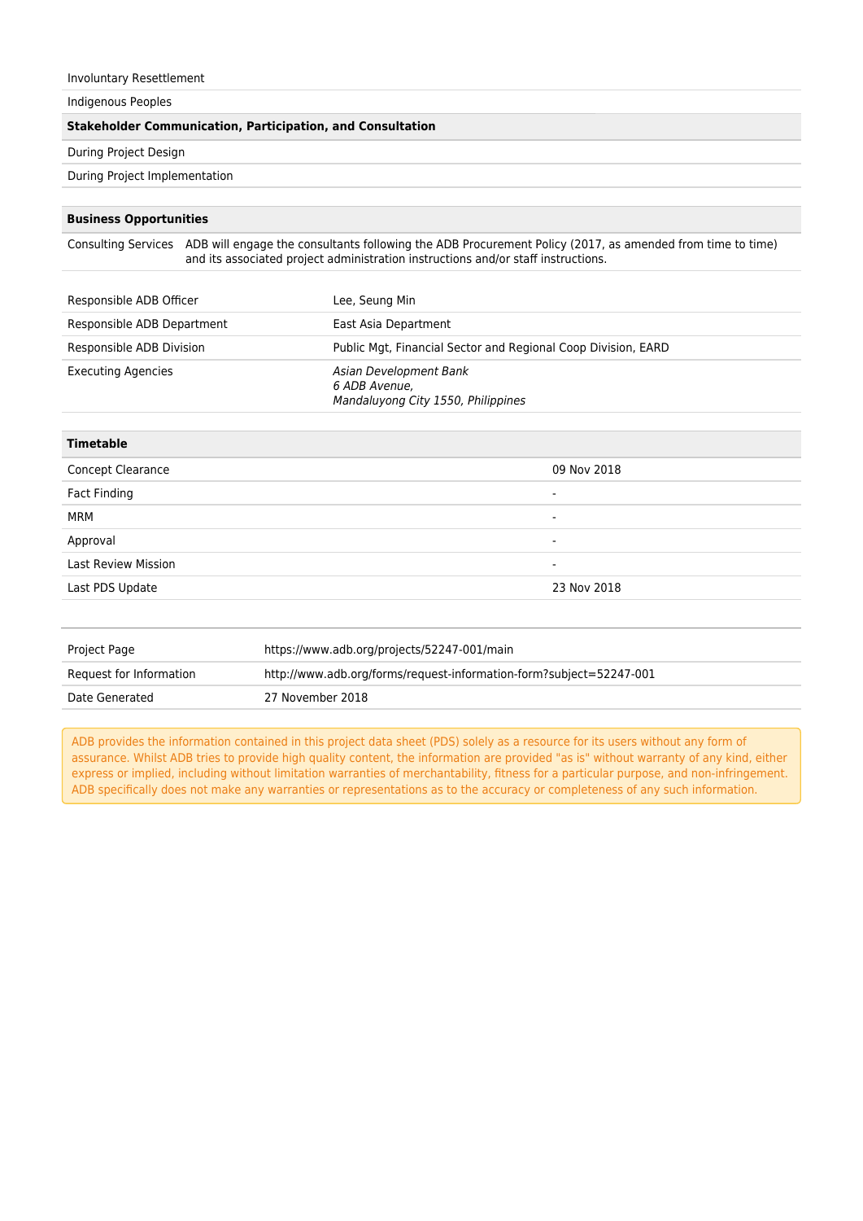| | |
|---|---|
| Involuntary Resettlement | |
| Indigenous Peoples | |

| **Stakeholder Communication, Participation, and Consultation** |
|---|
| During Project Design |
| During Project Implementation |

| **Business Opportunities** | |
|---|---|
| Consulting Services | ADB will engage the consultants following the ADB Procurement Policy (2017, as amended from time to time) and its associated project administration instructions and/or staff instructions. |

| | |
|---|---|
| Responsible ADB Officer | Lee, Seung Min |
| Responsible ADB Department | East Asia Department |
| Responsible ADB Division | Public Mgt, Financial Sector and Regional Coop Division, EARD |
| Executing Agencies | *Asian Development Bank*<br>*6 ADB Avenue,*<br>*Mandaluyong City 1550, Philippines* |

| **Timetable** | |
|---|---|
| Concept Clearance | 09 Nov 2018 |
| Fact Finding | - |
| MRM | - |
| Approval | - |
| Last Review Mission | - |
| Last PDS Update | 23 Nov 2018 |

| | |
|---|---|
| Project Page | https://www.adb.org/projects/52247-001/main |
| Request for Information | http://www.adb.org/forms/request-information-form?subject=52247-001 |
| Date Generated | 27 November 2018 |

ADB provides the information contained in this project data sheet (PDS) solely as a resource for its users without any form of assurance. Whilst ADB tries to provide high quality content, the information are provided "as is" without warranty of any kind, either express or implied, including without limitation warranties of merchantability, fitness for a particular purpose, and non-infringement. ADB specifically does not make any warranties or representations as to the accuracy or completeness of any such information.